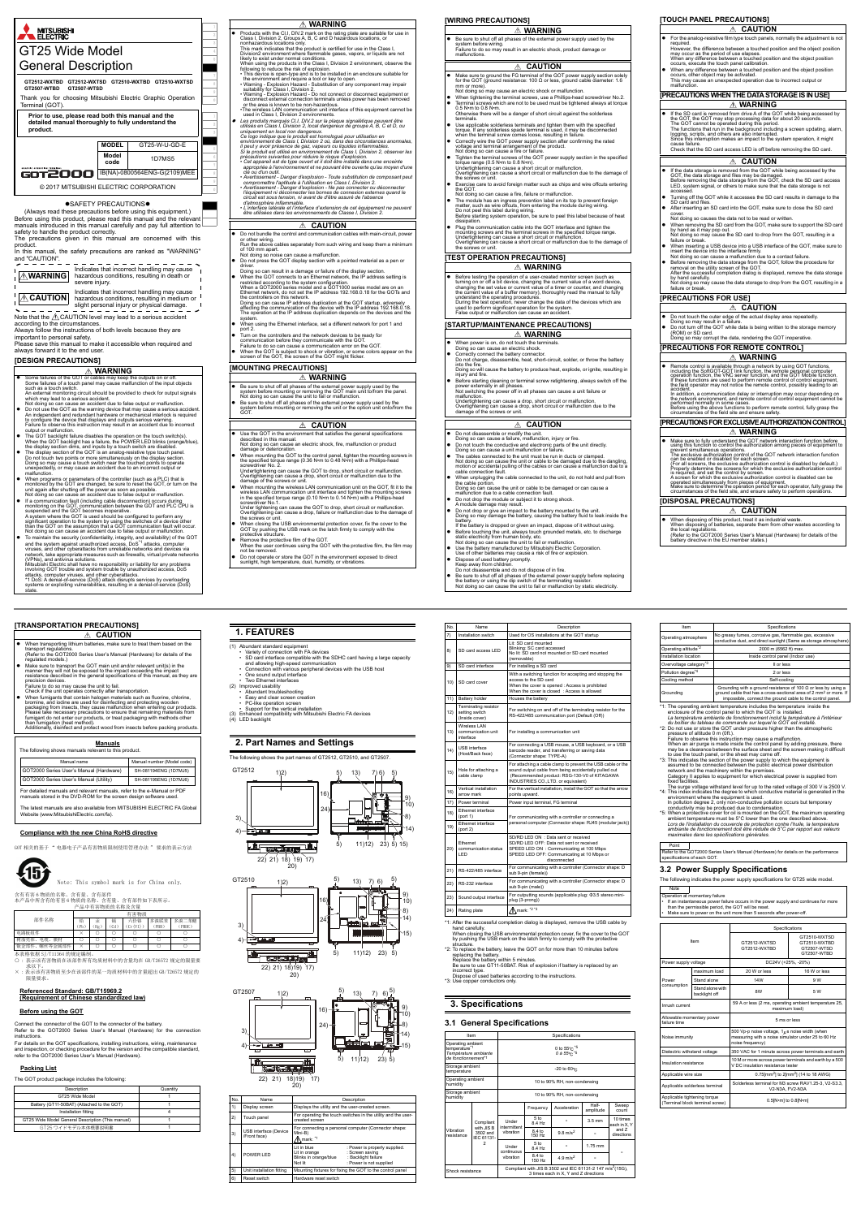# GT25 Wide Model General Description

GT2512-WXTBD GT2512-WXTSD GT2510-WXTBD GT2510-WXTSD GT2507-WTBD GT2507-WTSD

Thank you for choosing Mitsubishi Electric Graphic Operation Terminal (GOT).

**Prior to use, please read both this manual and the detailed manual thoroughly to fully understand the product.**

| MODEL | GT25-W-U-GD-E |
|---|---|
| Model code | 1D7MS5 |
| | IB(NA)-0800564ENG-G(2109)MEE |

© 2017 MITSUBISHI ELECTRIC CORPORATION

## ●SAFETY PRECAUTIONS●

(Always read these precautions before using this equipment.)

Before using this product, please read this manual and the relevant manuals introduced in this manual carefully and pay full attention to safety to handle the product correctly.

The precautions given in this manual are concerned with this product.

In this manual, the safety precautions are ranked as "WARNING" and "CAUTION".

| | |
|---|---|
| ⚠WARNING | Indicates that incorrect handling may cause hazardous conditions, resulting in death or severe injury. |
| ⚠CAUTION | Indicates that incorrect handling may cause hazardous conditions, resulting in medium or slight personal injury or physical damage. |

Note that the ⚠CAUTION level may lead to a serious accident according to the circumstances.

Always follow the instructions of both levels because they are important to personal safety.

Please save this manual to make it accessible when required and always forward it to the end user.

## [DESIGN PRECAUTIONS]

### ⚠ WARNING

- Some failures of the GOT or cables may keep the outputs on or off. Some failures of a touch panel may cause malfunction of the input objects such as a touch switch. An external monitoring circuit should be provided to check for output signals which may lead to a serious accident. Not doing so can cause an accident due to false output or malfunction.
- Do not use the GOT as the warning device that may cause a serious accident. An independent and redundant hardware or mechanical interlock is required to configure the device that displays and outputs serious warning. Failure to observe this instruction may result in an accident due to incorrect output or malfunction.
- The GOT backlight failure disables the operation on the touch switch(s). When the GOT backlight has a failure, the POWER LED blinks (orange/blue), the display section dims, and inputs by a touch switch are disabled.
- The display section of the GOT is an analog-resistive type touch panel. Do not touch two points or more simultaneously on the display section. Doing so may cause a touch switch near the touched points to operate unexpectedly, or may cause an accident due to an incorrect output or malfunction.
- When programs or parameters of the controller (such as a PLC) that is monitored by the GOT are changed, be sure to reset the GOT, or turn on the unit again after shutting off the power as soon as possible. Not doing so can cause an accident due to false output or malfunction.
- If a communication fault (including cable disconnection) occurs during monitoring on the GOT, communication between the GOT and PLC CPU is suspended and the GOT becomes inoperative. A system where the GOT is used should be configured to perform any significant operation to the system by using the switches of a device other than the GOT on the assumption that a GOT communication fault will occur. Not doing so can cause an accident due to false output or malfunction.
- To maintain the security (confidentiality, integrity, and availability) of the GOT and the system against unauthorized access, DoS*1 attacks, computer viruses, and other cyberattacks from unreliable networks and devices via network, take appropriate measures such as firewalls, virtual private networks (VPNs), and antivirus solutions. Mitsubishi Electric shall have no responsibility or liability for any problems involving GOT trouble and system trouble by unauthorized access, DoS attacks, computer viruses, and other cyberattacks.
  *1 DoS: A denial-of-service (DoS) attack disrupts services by overloading systems or exploiting vulnerabilities, resulting in a denial-of-service (DoS) state.

### ⚠ WARNING

- Products with the CI I, DIV.2 mark on the rating plate are suitable for use in Class I, Division 2, Groups A, B, C and D hazardous locations, or nonhazardous locations only. This mark indicates that the product is certified for use in the Class I, Division2 environment where flammable gases, vapors, or liquids are not likely to exist under normal conditions. When using the products in the Class I, Division 2 environment, observe the following to reduce the risk of explosion.
  - This device is open-type and is to be installed in an enclosure suitable for the environment and require a tool or key to open.
  - Warning - Explosion Hazard - Substitution of any component may impair suitability for Class I, Division 2.
  - Warning - Explosion Hazard - Do not connect or disconnect equipment or disconnect external connection terminals unless power has been removed or the area is known to be non-hazardous.
  - The wireless LAN communication unit interface of this equipment cannot be used in Class I, Division 2 environments.
- *Les produits marqués CI I, DIV.2 sur la plaque signalétique peuvent être utilisés en Classe I, Division 2, local dangereux de groupe A, B, C et D, ou uniquement en local non dangereux. Ce logo indique que le produit est homologué pour utilisation en environnement de Classe I, Division 2 où, dans des circonstances anormales, il peut y avoir présence de gaz, vapeurs ou liquides inflammables. Si le produit est utilisé en environnement de Classe I, Division 2, observer les précautions suivantes pour réduire le risque d'explosion.*
  - *Cet appareil est de type ouvert et il doit être installé dans une enceinte appropriée à l'environnement et ne pouvant être ouverte qu'au moyen d'une clé ou d'un outil.*
  - *Avertissement - Danger d'explosion - Toute substitution de composant peut compromettre l'aptitude à l'utilisation en Classe I, Division 2.*
  - *Avertissement - Danger d'explosion - Ne pas connecter ou déconnecter l'équipement ni déconnecter les bornes de connexion externes quand le circuit est sous tension, ni avant de s'être assuré de l'absence d'atmosphère inflammable.*
  - *L'interface latérale et l'interface d'extension de cet équipement ne peuvent être utilisées dans les environnements de Classe I, Division 2.*

### ⚠ CAUTION

- Do not bundle the control and communication cables with main-circuit, power or other wiring. Run the above cables separately from such wiring and keep them a minimum of 100 mm apart. Not doing so noise can cause a malfunction.
- Do not press the GOT display section with a pointed material as a pen or driver. Doing so can result in a damage or failure of the display section.
- When the GOT connects to an Ethernet network, the IP address setting is restricted according to the system configuration. When a GOT2000 series model and a GOT1000 series model are on an Ethernet network, do not set the IP address 192.168.0.18 for the GOTs and the controllers on this network. Doing so can cause IP address duplication at the GOT startup, adversely affecting the communication of the device with the IP address 192.168.0.18. The operation at the IP address duplication depends on the devices and the system.
- When using the Ethernet interface, set a different network for 1 and port 2.
- Turn on the controllers and the network devices to be ready for communication before they communicate with the GOT. Failure to do so can cause a communication error on the GOT.
- When the GOT is subject to shock or vibration, or some colors appear on the screen of the GOT, the screen of the GOT might flicker.

## [MOUNTING PRECAUTIONS]

### ⚠ WARNING

- Be sure to shut off all phases of the external power supply used by the system before mounting or removing the GOT main unit to/from the panel. Not doing so can cause the unit to fail or malfunction.
- Be sure to shut off all phases of the external power supply used by the system before mounting or removing the unit or the option unit onto/from the GOT.

### ⚠ CAUTION

- Use the GOT in the environment that satisfies the general specifications described in this manual. Not doing so can cause an electric shock, fire, malfunction or product damage or deterioration.
- When mounting the GOT to the control panel, tighten the mounting screws in the specified torque range (0.36 N•m to 0.48 N•m) with a Phillips-head screwdriver No. 2. Undertightening can cause the GOT to drop, short circuit or malfunction. Overtightening can cause a drop, short circuit or malfunction due to the damage of the screws or unit.
- When mounting the wireless LAN communication unit on the GOT, fit it to the wireless LAN communication unit interface and tighten the mounting screws in the specified torque range (0.10 N•m to 0.14 N•m) with a Phillips-head screwdriver No.1. Under tightening can cause the GOT to drop, short circuit or malfunction. Overtightening can cause a drop, failure or malfunction due to the damage of the screws or unit.
- When closing the USB environmental protection cover, fix the cover to the GOT by pushing the USB mark on the latch firmly to comply with the protective structure.
- Remove the protective film of the GOT. When the user continues using the GOT with the protective film, the film may not be removed.
- Do not operate or store the GOT in the environment exposed to direct sunlight, high temperature, dust, humidity, or vibrations.

## [WIRING PRECAUTIONS]

### ⚠ WARNING

- Be sure to shut off all phases of the external power supply used by the system before wiring. Failure to do so may result in an electric shock, product damage or malfunctions.

### ⚠ CAUTION

- Make sure to ground the FG terminal of the GOT power supply section solely for the GOT (ground resistance: 100 Ω or less, ground cable diameter: 1.6 mm or more). Not doing so may cause an electric shock or malfunction.
- When tightening the terminal screws, use a Phillips-head screwdriver No.2.
- Terminal screws which are not to be used must be tightened always at torque 0.5 N•m to 0.8 N•m. Otherwise there will be danger of short circuit against the solderless terminals.
- Use applicable solderless terminals and tighten them with the specified torque. If any solderless spade terminal is used, it may be disconnected when the terminal screw comes loose, resulting in failure.
- Correctly wire the GOT power supply section after confirming the rated voltage and terminal arrangement of the product. Not doing so can cause a fire or failure.
- Tighten the terminal screws of the GOT power supply section in the specified torque range (0.5 N•m to 0.8 N•m). Undertightening can cause a short circuit or malfunction. Overtightening can cause a short circuit or malfunction due to the damage of the screws or unit.
- Exercise care to avoid foreign matter such as chips and wire offcuts entering the GOT. Not doing so can cause a fire, failure or malfunction.
- The module has an ingress prevention label on its top to prevent foreign matter, such as wire offcuts, from entering the module during wiring. Do not peel this label during wiring. Before starting system operation, be sure to peel this label because of heat dissipation.
- Plug the communication cable into the GOT interface and tighten the mounting screws and the terminal screws in the specified torque range. Undertightening can cause a short circuit or malfunction. Overtightening can cause a short circuit or malfunction due to the damage of the screws or unit.

## [TEST OPERATION PRECAUTIONS]

### ⚠ WARNING

- Before testing the operation of a user-created monitor screen (such as turning on or off a bit device, changing the current value of a word device, changing the set value or current value of a timer or counter, and changing the current value of a buffer memory), thoroughly read the manual to fully understand the operating procedures. During the test operation, never change the data of the devices which are used to perform significant operation for the system. False output or malfunction can cause an accident.

## [STARTUP/MAINTENANCE PRECAUTIONS]

### ⚠ WARNING

- When power is on, do not touch the terminals. Doing so can cause an electric shock.
- Correctly connect the battery connector. Do not charge, disassemble, heat, short-circuit, solder, or throw the battery into the fire. Doing so will cause the battery to produce heat, explode, or ignite, resulting in injury and fire.
- Before starting cleaning or terminal screw retightening, always switch off the power externally in all phases. Not switching the power off in all phases can cause a unit failure or malfunction. Undertightening can cause a drop, short circuit or malfunction. Overtightening can cause a drop, short circuit or malfunction due to the damage of the screws or unit.

### ⚠ CAUTION

- Do not disassemble or modify the unit. Doing so can cause a failure, malfunction, injury or fire.
- Do not touch the conductive and electronic parts of the unit directly. Doing so can cause a unit malfunction or failure.
- The cables connected to the unit must be run in ducts or clamped. Not doing so can cause the unit or cable to be damaged due to the dangling, motion or accidental pulling of the cables or can cause a malfunction due to a cable connection fault.
- When unplugging the cable connected to the unit, do not hold and pull from the cable portion. Doing so can cause the unit or cable to be damaged or can cause a malfunction due to a cable connection fault.
- Do not drop the module or subject it to strong shock. A module damage may result.
- Do not drop or give an impact to the battery mounted to the unit. Doing so may damage the battery, causing the battery fluid to leak inside the battery. If the battery is dropped or given an impact, dispose of it without using.
- Before touching the unit, always touch grounded metals, etc. to discharge static electricity from human body, etc. Not doing so can cause the unit to fail or malfunction.
- Use the battery manufactured by Mitsubishi Electric Corporation. Use of other batteries may cause a risk of fire or explosion.
- Dispose of used battery promptly. Keep away from children. Do not disassemble and do not dispose of in fire.
- Be sure to shut off all phases of the external power supply before replacing the battery or using the dip switch of the terminating resistor. Not doing so can cause the unit to fail or malfunction by static electricity.

## [TOUCH PANEL PRECAUTIONS]

### ⚠ CAUTION

- For the analog-resistive film type touch panels, normally the adjustment is not required. However, the difference between a touched position and the object position may occur as the period of use elapses. When any difference between a touched position and the object position occurs, execute the touch panel calibration.
- When any difference between a touched position and the object position occurs, other object may be activated. This may cause an unexpected operation due to incorrect output or malfunction.

## [PRECAUTIONS WHEN THE DATA STORAGE IS IN USE]

### ⚠ WARNING

- If the SD card is removed from drive A of the GOT while being accessed by the GOT, the GOT may stop processing data for about 20 seconds. The GOT cannot be operated during this period. The functions that run in the background including a screen updating, alarm, logging, scripts, and others are also interrupted. Since this interruption makes an impact to the system operation, it might cause failure. Check that the SD card access LED is off before removing the SD card.

### ⚠ CAUTION

- If the data storage is removed from the GOT while being accessed by the GOT, the data storage and files may be damaged. Before removing the data storage from the GOT, check the SD card access LED, system signal, or others to make sure that the data storage is not accessed.
- Turning off the GOT while it accesses the SD card results in damage to the SD card and files.
- After inserting an SD card into the GOT, make sure to close the SD card cover. Not doing so causes the data not to be read or written.
- When removing the SD card from the GOT, make sure to support the SD card by hand as it may pop out. Not doing so may cause the SD card to drop from the GOT, resulting in a failure or break.
- When inserting a USB device into a USB interface of the GOT, make sure to insert the device into the interface firmly. Not doing so can cause a malfunction due to a contact failure.
- Before removing the data storage from the GOT, follow the procedure for removal on the utility screen of the GOT. After the successful completion dialog is displayed, remove the data storage by hand carefully. Not doing so may cause the data storage to drop from the GOT, resulting in a failure or break.

## [PRECAUTIONS FOR USE]

### ⚠ CAUTION

- Do not touch the outer edge of the actual display area repeatedly. Doing so may result in a failure.
- Do not turn off the GOT while data is being written to the storage memory (ROM) or SD card. Doing so may corrupt the data, rendering the GOT inoperative.

## [PRECAUTIONS FOR REMOTE CONTROL]

### ⚠ WARNING

- Remote control is available through a network by using GOT functions, including the SoftGOT-GOT link function, the remote personal computer operation function, the VNC server function, and the GOT Mobile function. If these functions are used to perform remote control of control equipment, the field operator may not notice the remote control, possibly leading to an accident. In addition, a communication delay or interruption may occur depending on the network environment, and remote control of control equipment cannot be performed normally in some cases. Before using the above functions to perform remote control, fully grasp the circumstances of the field site and ensure safety.

## [PRECAUTIONS FOR EXCLUSIVE AUTHORIZATION CONTROL]

### ⚠ WARNING

- Make sure to fully understand the GOT network interaction function before using this function to control the authorization among pieces of equipment to prevent simultaneous operations. The exclusive authorization control of the GOT network interaction function can be enabled or disabled for each screen. (For all screens, the exclusive authorization control is disabled by default.) Properly determine the screens for which the exclusive authorization control is required, and set the control by screen. A screen for which the exclusive authorization control is disabled can be operated simultaneously from pieces of equipment. Make sure to determine the operation period for each operator, fully grasp the circumstances of the field site, and ensure safety to perform operations.

## [DISPOSAL PRECAUTIONS]

### ⚠ CAUTION

- When disposing of this product, treat it as industrial waste. When disposing of batteries, separate them from other wastes according to the local regulations. (Refer to the GOT2000 Series User's Manual (Hardware) for details of the battery directive in the EU member states.)

## [TRANSPORTATION PRECAUTIONS]

### ⚠ CAUTION

- When transporting lithium batteries, make sure to treat them based on the transport regulations. (Refer to the GOT2000 Series User's Manual (Hardware) for details of the regulated models.)
- Make sure to transport the GOT main unit and/or relevant unit(s) in the manner they will not be exposed to the impact exceeding the impact resistance described in the general specifications of this manual, as they are precision devices. Failure to do so may cause the unit to fail. Check if the unit operates correctly after transportation.
- When fumigants that contain halogen materials such as fluorine, chlorine, bromine, and iodine are used for disinfecting and protecting wooden packaging from insects, they cause malfunction when entering our products. Please take necessary precautions to ensure that remaining materials from fumigant do not enter our products, or treat packaging with methods other than fumigation (heat method). Additionally, disinfect and protect wood from insects before packing products.

### Manuals

The following shows manuals relevant to this product.

| Manual name | Manual number (Model code) |
|---|---|
| GOT2000 Series User's Manual (Hardware) | SH-081194ENG (1D7MJ5) |
| GOT2000 Series User's Manual (Utility) | SH-081195ENG (1D7MJ6) |

For detailed manuals and relevant manuals, refer to the e-Manual or PDF manuals stored in the DVD-ROM for the screen design software used.

The latest manuals are also available from MITSUBISHI ELECTRIC FA Global Website (www.MitsubishiElectric.com/fa).

### Compliance with the new China RoHS directive

GOT 相关的基于 "电器电子产品有害物质限制使用管理办法" 要求的表示方法

Note: This symbol mark is for China only.

含有有害 6 物质的名称、含有量、含有部件
本产品中所含有的有害 6 物质的名称、含有量、含有部件如下表所示。

产品中有害物质的名称及含量

| 部件名称 | 铅 (Pb) | 汞 (Hg) | 镉 (Cd) | 六价铬 (Cr(VI)) | 多溴联苯 (PBB) | 多溴二苯醚 (PBDE) |
|---|---|---|---|---|---|---|
| 电路板组件 | × | ○ | ○ | ○ | ○ | ○ |
| 树脂壳体、电缆、膜材 | ○ | ○ | ○ | ○ | ○ | ○ |
| 金属壳体、螺丝等金属部件 | × | ○ | ○ | ○ | ○ | ○ |

本表格依据 SJ/T11364 的规定编制。

○：表示该有害物质在该部件所有均质材料中的含量均在 GB/T26572 规定的限量要求以下。

×：表示该有害物质至少在该部件的某一均质材料中的含量超出 GB/T26572 规定的限量要求。

### Referenced Standard: GB/T15969.2 (Requirement of Chinese standardized law)

### Before using the GOT

Connect the connector of the GOT to the connector of the battery. Refer to the GOT2000 Series User's Manual (Hardware) for the connection instructions.

For details on the GOT specifications, installing instructions, wiring, maintenance and inspection, or checking procedure for the version and the compatible standard, refer to the GOT2000 Series User's Manual (Hardware).

### Packing List

The GOT product package includes the following:

| Description | Quantity |
|---|---|
| GT25 Wide Model | 1 |
| Battery (GT11-50BAT) (Attached to the GOT) | 1 |
| Installation fitting | 4 |
| GT25 Wide Model General Description (This manual) | 1 |
| GT25 ワイドモデル本体概要説明書 | 1 |

## 1. FEATURES

(1) Abundant standard equipment
- Variety of connection with FA devices
- SD card interface compatible with the SDHC card having a large capacity and allowing high-speed communication
- Connection with various peripheral devices with the USB host
- One sound output interface
- Two Ethernet interfaces

(2) Improved usability
- Abundant troubleshooting
- Easy and clear screen creation
- PC-like operation screen
- Support for the vertical installation

(3) Enhanced compatibility with Mitsubishi Electric FA devices

(4) LED backlight

## 2. Part Names and Settings

The following shows the part names of GT2512, GT2510, and GT2507.

GT2512

GT2510

GT2507

| No. | Name | Description |
|---|---|---|
| 1) | Display screen | Displays the utility and the user-created screen. |
| 2) | Touch panel | For operating the touch switches in the utility and the user-created screen |
| 3) | USB interface (Device Front face) | For connecting a personal computer (Connector shape: Mini-B) USB mark *1 |
| 4) | POWER LED | Lit in blue: Power is properly supplied. Lit in orange: Screen saving Blinks in orange/blue: Backlight failure Not lit: Power is not supplied |
| 5) | Unit installation fitting | Mounting fixtures for fixing the GOT to the control panel |
| 6) | Reset switch | Hardware reset switch |
| 7) | Installation switch | Used for OS installations at the GOT startup |
| 8) | SD card access LED | Lit: SD card mounted Blinking: SD card accessed No lit: SD card not mounted or SD card mounted (removable) |
| 9) | SD card interface | For installing a SD card |
| 10) | SD card cover | With a switching function for accepting and stopping the access to the SD card When the cover is opened : Access is prohibited When the cover is closed : Access is allowed |
| 11) | Battery holder | Houses the battery |
| 12) | Terminating resistor setting switch (Inside cover) | For switching on and off of the terminating resistor for the RS-422/485 communication port (Default (Off)) |
| 13) | Wireless LAN communication unit interface | For installing a communication unit |
| 14) | USB interface (Host/Back face) | For connecting a USB mouse, a USB keyboard, or a USB barcode reader, and transferring or saving data (Connector shape: TYPE-A) |
| 15) | Hole for attaching a cable clamp | For attaching a cable clamp to prevent the USB cable or the sound output cable from being accidentally pulled out (Recommended product: RSG-130-V0 of KITAGAWA INDUSTRIES CO.,LTD. or equivalent) |
| 16) | Vertical installation arrow mark | For the vertical installation, install the GOT so that the arrow points upward. |
| 17) | Power terminal | Power input terminal, FG terminal |
| 18) | Ethernet interface (port 1) | For communicating with a controller or connecting a personal computer (Connector shape: RJ45 (modular jack)) |
| 19) | Ethernet interface (port 2) | |
| 20) | Ethernet communications status LED | SD/RD LED ON : Data sent or received SD/RD LED OFF: Data not sent or received SPEED LED ON : Communicating at 100 Mbps SPEED LED OFF: Communicating at 10 Mbps or disconnected |
| 21) | RS-422/485 interface | For communicating with a controller (Connector shape: D sub 9-pin (female)) |
| 22) | RS-232 interface | For communicating with a controller (Connector shape: D sub 9-pin (male)) |
| 23) | Sound output interface | For outputting sounds (applicable plug: Φ3.5 stereo mini-plug (3-prong)) |
| 24) | Rating plate | mark *2 *3 |

*1: After the successful completion dialog is displayed, remove the USB cable by hand carefully. When closing the USB environmental protection cover, fix the cover to the GOT by pushing the USB mark on the latch firmly to comply with the protective structure.

*2: To replace the battery, leave the GOT on for more than 10 minutes before replacing the battery. Replace the battery within 5 minutes. Be sure to use GT11-50BAT. Risk of explosion if battery is replaced by an incorrect type. Dispose of used batteries according to the instructions.

*3: Use copper conductors only.

## 3. Specifications

### 3.1 General Specifications

| Item | | | Specifications | | | |
|---|---|---|---|---|---|---|
| Operating ambient temperature*1 *Température ambiante de fonctionnement**1 | | | 0 to 55°C*5 0 à 55°C*5 | | | |
| Storage ambient temperature | | | -20 to 60°C | | | |
| Operating ambient humidity | | | 10 to 90% RH, non-condensing | | | |
| Storage ambient humidity | | | 10 to 90% RH, non-condensing | | | |
| Vibration resistance | Compliant with JIS B 3502 and IEC 61131-2 | | Frequency | Acceleration | Half-amplitude | Sweep count |
| | | Under intermittent vibration | 5 to 8.4 Hz | - | 3.5 mm | 10 times each in X, Y and Z directions |
| | | | 8.4 to 150 Hz | 9.8 m/s² | - | |
| | | Under continuous vibration | 5 to 8.4 Hz | - | 1.75 mm | - |
| | | | 8.4 to 150 Hz | 4.9 m/s² | - | |
| Shock resistance | | | Compliant with JIS B 3502 and IEC 61131-2 (147 m/s² (15G), 3 times each in X, Y and Z directions | | | |
| Operating atmosphere | | | No greasy fumes, corrosive gas, flammable gas, excessive conductive dust, and direct sunlight (Same as storage atmosphere) | | | |
| Operating altitude*2 | | | 2000 m (6562 ft) max. | | | |
| Installation location | | | Inside control panel (Indoor use) | | | |
| Overvoltage category*3 | | | II or less | | | |
| Pollution degree*4 | | | 2 or less | | | |
| Cooling method | | | Self-cooling | | | |
| Grounding | | | Grounding with a ground resistance of 100 Ω or less by using a ground cable that has a cross-sectional area of 2 mm² or more. If impossible, connect the ground cable to the control panel. | | | |

*1: The operating ambient temperature includes the temperature inside the enclosure of the control panel to which the GOT is installed. *La température ambiante de fonctionnement inclut la température à l'intérieur du boîtier du tableau de commande sur lequel le GOT est installé.*

*2: Do not use or store the GOT under pressure higher than the atmospheric pressure of altitude 0 m (0 ft). Failure to observe this instruction may cause a malfunction. When an air purge is made inside the control panel by adding pressure, there may be a clearance between the surface sheet and the screen making it difficult to use the touch panel, or the sheet may come off.

*3: This indicates the section of the power supply to which the equipment is assumed to be connected between the public electrical power distribution network and the machinery within the premises. Category II applies to equipment for which electrical power is supplied from fixed facilities. The surge voltage withstand level for up to the rated voltage of 300 V is 2500 V.

*4: This index indicates the degree to which conductive material is generated in the environment where the equipment is used. In pollution degree 2, only non-conductive pollution occurs but temporary conductivity may be produced due to condensation.

*5: When a protective cover for oil is mounted on the GOT, the maximum operating ambient temperature must be 5°C lower than the one described above. *Lors de l'installation du couvercle de protection contre l'huile, la température ambiante de fonctionnement doit être réduite de 5°C par rapport aux valeurs maximales dans les spécifications générales.*

Point

Refer to the GOT2000 Series User's Manual (Hardware) for details on the performance specifications of each GOT.

### 3.2 Power Supply Specifications

The following indicates the power supply specifications for GT25 wide model.

Note

Operation at momentary failure
- If an instantaneous power failure occurs in the power supply and continues for more than the permissible period, the GOT will be reset.
- Make sure to power on the unit more than 5 seconds after power-off.

| Item | | Specifications | |
|---|---|---|---|
| | | GT2512-WXTSD GT2512-WXTBD | GT2510-WXTSD GT2510-WXTBD GT2507-WTSD GT2507-WTBD |
| Power supply voltage | | DC24V (+25%, -20%) | |
| Power consumption | maximum load | 20 W or less | 16 W or less |
| | Stand alone | 14W | 9 W |
| | Stand alone with backlight off | 8W | 5 W |
| Inrush current | | 59 A or less (2 ms, operating ambient temperature 25, maximum load) | |
| Allowable momentary power failure time | | 5 ms or less | |
| Noise immunity | | 500 Vp-p noise voltage, 1μs noise width (when measuring with a noise simulator under 25 to 60 Hz noise frequency) | |
| Dielectric withstand voltage | | 350 VAC for 1 minute across power terminals and earth | |
| Insulation resistance | | 10 M or more across power terminals and earth by a 500 V DC insulation resistance tester | |
| Applicable wire size | | 0.75[mm²] to 2[mm²] (14 to 18 AWG) | |
| Applicable solderless terminal | | Solderless terminal for M3 screw RAV1.25-3, V2-S3.3, V2-N3A, FV2-N3A | |
| Applicable tightening torque (Terminal block terminal screw) | | 0.5[N•m] to 0.8[N•m] | |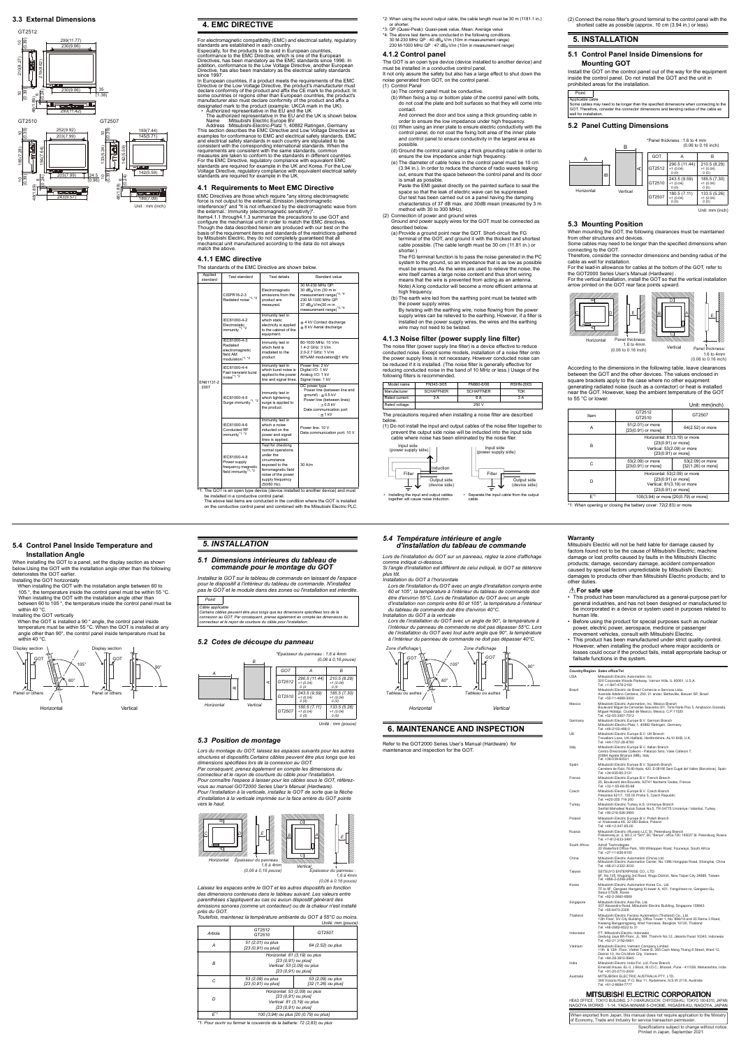## 3.3 External Dimensions

GT2512

299(11.77)
230(9.06)
210(8.27)
176(6.93)
230(9.06)
290(11.42)
35 (1.38)

GT2510 GT2507

252(9.92)
203(7.99)
185(7.28)
156(6.14)
203(7.99)
243(9.57)
24.5 (0.96)
189(7.44)
145(5.71)
133(5.24)
142(5.59)
180(7.09)

Unit : mm (inch)

## 4. EMC DIRECTIVE

For electromagnetic compatibility (EMC) and electrical safety, regulatory standards are established in each country.
Especially, for the products to be sold in European countries, conformance to the EMC Directive, which is one of the European Directives, has been mandatory as the EMC standards since 1996. In addition, conformance to the Low Voltage Directive, another European Directive, has also been mandatory as the electrical safety standards since 1997.
In European countries, if a product meets the requirements of the EMC Directive or the Low Voltage Directive, the product's manufacturer must declare conformity of the product and affix the CE mark to the product. In some countries or regions other than European countries, the product's manufacturer also must declare conformity of the product and affix a designated mark to the product (example: UKCA mark in the UK).

- Authorized representative in the EU and the UK
  The authorized representative in the EU and the UK is shown below.
  Name : Mitsubishi Electric Europe BV
  Address : Mitsubishi-Electric-Platz 1, 40882 Ratingen, Germany

This section describes the EMC Directive and Low Voltage Directive as examples for conformance to EMC and electrical safety standards. EMC and electrical safety standards in each country are stipulated to be consistent with the corresponding international standards. When the requirements are consistent with the same standards, common measures are taken to conform to the standards in different countries. For the EMC Directive, regulatory compliance with equivalent EMC standards are required for example in the UK and Korea. For the Low Voltage Directive, regulatory compliance with equivalent electrical safety standards are required for example in the UK.

### 4.1 Requirements to Meet EMC Directive

EMC Directives are those which require "any strong electromagnetic force is not output to the external.:Emission (electromagnetic interference)" and "It is not influenced by the electromagnetic wave from the external.: Immunity (electromagnetic sensitivity)".
Items4.1.1 through4.1.3 summarize the precautions to use GOT and configure the mechanical unit in order to match the EMC directives.
Though the data described herein are produced with our best on the basis of the requirement items and standards of the restrictions gathered by Mitsubishi Electric, they do not completely guaranteed that all mechanical unit manufactured according to the data do not always match the above.

### 4.1.1 EMC directive

The standards of the EMC Directive are shown below.

| Applied standard | Test standard | Test details | Standard value |
|---|---|---|---|
| EN61131-2 : 2007 | CISPR16-2-3 Radiated noise *1, *2 | Electromagnetic emissions from the product are measured. | 30 M-230 MHz QP: 30 dBμV/m (30 m in measurement range)*3, *4 230 M-1000 MHz QP: 37 dBμV/m(30 m in measurement range)*3, *4 |
| | IEC61000-4-2 Electrostatic immunity *1, *2 | Immunity test in which static electricity is applied to the cabinet of the equipment. | ± 4 kV Contact discharge ± 8 kV Aerial discharge |
| | IEC61000-4-3 Radiated electromagnetic field AM modulation *1, *2 | Immunity test in which field is irradiated to the product. | 80-1000 MHz: 10 V/m 1.4-2 GHz: 3 V/m 2.0-2.7 GHz: 1 V/m 80%AM modulation@1 kHz |
| | IEC61000-4-4 Fast transient burst noise *1, *2 | Immunity test in which burst noise is applied to the power line and signal lines. | Power line: 2 kV Digital I/O: 1 kV Analog I/O: 1 kV Signal lines: 1 kV |
| | IEC61000-4-5 Surge immunity *1, *2 | Immunity test in which lightening surge is applied to the product. | DC power type Power line (between line and ground) : ±0.5 kV Power line (between lines) : ±0.5 kV Data communication port : ±1 kV |
| | IEC61000-4-6 Conducted RF immunity *1, *2 | Immunity test in which a noise inducted on the power and signal lines is applied. | Power line: 10 V Data communication port: 10 V |
| | IEC61000-4-8 Power supply frequency magnetic field immunity *1, *2 | Test for checking normal operations under the circumstance exposed to the ferromagnetic field noise of the power supply frequency (50/60 Hz). | 30 A/m |

*1: The GOT is an open type device (device installed to another device) and must be installed in a conductive control panel.
The above test items are conducted in the condition where the GOT is installed on the conductive control panel and combined with the Mitsubishi Electric PLC.
*2: When using the sound output cable, the cable length must be 30 m (1181.1 in.) or shorter.
*3: QP (Quasi-Peak): Quasi-peak value, Mean: Average value
*4: The above test items are conducted in the following conditions.
30 M-230 MHz QP : 40 dBμV/m (10 m in measurement range)
230 M-1000 MHz QP : 47 dBμV/m (10 m in measurement range)

### 4.1.2 Control panel

The GOT is an open type device (device installed to another device) and must be installed in a conductive control panel.
It not only assure the safety but also has a large effect to shut down the noise generated from GOT, on the control panel.

(1) Control Panel
  (a) The control panel must be conductive.
  (b) When fixing a top or bottom plate of the control panel with bolts, do not coat the plate and bolt surfaces so that they will come into contact.
  And connect the door and box using a thick grounding cable in order to ensure the low impedance under high frequency.
  (c) When using an inner plate to ensure electric conductivity with the control panel, do not coat the fixing bolt area of the inner plate and control panel to ensure conductivity in the largest area as possible.
  (d) Ground the control panel using a thick grounding cable in order to ensure the low impedance under high frequency.
  (e) The diameter of cable holes in the control panel must be 10 cm (3.94 in.). In order to reduce the chance of radio waves leaking out, ensure that the space between the control panel and its door is small as possible.
  Paste the EMI gasket directly on the painted surface to seal the space so that the leak of electric wave can be suppressed.
  Our test has been carried out on a panel having the damping characteristics of 37 dB max. and 30dB mean (measured by 3 m method with 30 to 300 MHz).

(2) Connection of power and ground wires
  Ground and power supply wires for the GOT must be connected as described below.
  (a) Provide a ground point near the GOT. Short-circuit the FG terminal of the GOT, and ground it with the thickest and shortest cable possible. (The cable length must be 30 cm (11.81 in.) or shorter.)
  The FG terminal function is to pass the noise generated in the PC system to the ground, so an impedance that is as low as possible must be ensured. As the wires are used to relieve the noise, the wire itself carries a large noise content and thus short wiring means that the wire is prevented from acting as an antenna.
  Note) A long conductor will become a more efficient antenna at high frequency.
  (b) The earth wire led from the earthing point must be twisted with the power supply wires.
  By twisting with the earthing wire, noise flowing from the power supply wires can be relieved to the earthing. However, if a filter is installed on the power supply wires, the wires and the earthing wire may not need to be twisted.

### 4.1.3 Noise filter (power supply line filter)

The noise filter (power supply line filter) is a device effective to reduce conducted noise. Except some models, installation of a noise filter onto the power supply lines is not necessary. However conducted noise can be reduced if it is installed. (The noise filter is generally effective for reducing conducted noise in the band of 10 MHz or less.) Usage of the following filters is recommended.

| Model name | FN343-3/05 | FN660-6/06 | RSHN-2003 |
|---|---|---|---|
| Manufacturer | SCHAFFNER | SCHAFFNER | TDK |
| Rated current | 3 A | 6 A | 3 A |
| Rated voltage | 250 V | | |

The precautions required when installing a noise filter are described below.

(1) Do not install the input and output cables of the noise filter together to prevent the output side noise will be inducted into the input side cable where noise has been eliminated by the noise filter.

Input side (power supply side)
Induction
Filter
Output side (device side)
Input side (power supply side)
Filter
Output side (device side)

- Installing the input and output cables together will cause noise induction.
- Separate the input cable from the output cable.

(2) Connect the noise filter's ground terminal to the control panel with the shortest cable as possible (approx. 10 cm (3.94 in.) or less).

## 5. INSTALLATION

### 5.1 Control Panel Inside Dimensions for Mounting GOT

Install the GOT on the control panel out of the way for the equipment inside the control panel. Do not install the GOT and the unit in prohibited areas for the installation.

Point
Applicable cable
Some cables may need to be longer than the specified dimensions when connecting to the GOT. Therefore, consider the connector dimensions and bending radius of the cable as well for installation.

### 5.2 Panel Cutting Dimensions

*Panel thickness : 1.6 to 4 mm (0.06 to 0.16 inch)

Horizontal Vertical

| GOT | A | B |
|---|---|---|
| GT2512 | 290.5 (11.44) +1 (0.04) 0 (0) | 210.5 (8.29) +1 (0.04) 0 (0) |
| GT2510 | 243.5 (9.59) +1 (0.04) 0 (0) | 185.5 (7.30) +1 (0.04) 0 (0) |
| GT2507 | 180.5 (7.11) +1 (0.04) 0 (0) | 133.5 (5.26) +1 (0.04) 0 (0) |

Unit: mm (inch)

### 5.3 Mounting Position

When mounting the GOT, the following clearances must be maintained from other structures and devices.
Some cables may need to be longer than the specified dimensions when connecting to the GOT.
Therefore, consider the connector dimensions and bending radius of the cable as well for installation.
For the head-in allowance for cables at the bottom of the GOT, refer to the GOT2000 Series User's Manual (Hardware) .
For the vertical installation, install the GOT so that the vertical installation arrow printed on the GOT rear face points upward.

Horizontal Panel thickness 1.6 to 4mm (0.06 to 0.16 inch)
Vertical Panel thickness: 1.6 to 4mm (0.06 to 0.16 inch)

According to the dimensions in the following table, leave clearances between the GOT and the other devices. The values enclosed in square brackets apply to the case where no other equipment generating radiated noise (such as a contactor) or heat is installed near the GOT. However, keep the ambient temperature of the GOT to 55 °C or lower.

Unit: mm(inch)

| Item | GT2512 GT2510 | GT2507 |
|---|---|---|
| A | 51(2.01) or more [23(0.91) or more] | 64(2.52) or more |
| B | Horizontal: 81(3.19) or more [23(0.91) or more] Vertical: 53(2.09) or more [23(0.91) or more] | |
| C | 53(2.09) or more [23(0.91) or more] | 53(2.09) or more [32(1.26) or more] |
| D | Horizontal: 53(2.09) or more [23(0.91) or more] Vertical: 81(3.19) or more [23(0.91) or more] | |
| E*1 | 100(3.94) or more [20(0.79) or more] | |

*1: When opening or closing the battery cover: 72(2.83) or more

### 5.4 Control Panel Inside Temperature and Installation Angle

When installing the GOT to a panel, set the display section as shown below.Using the GOT with the installation angle other than the following deteriorates the GOT earlier.

Installing the GOT horizontally
When installing the GOT with the installation angle between 60 to 105 °, the temperature inside the control panel must be within 55 °C. When installing the GOT with the installation angle other than between 60 to 105 °, the temperature inside the control panel must be within 40 °C.

Installing the GOT vertically
When the GOT is installed a 90 ° angle, the control panel inside temperature must be within 55 °C. When the GOT is installed at any angle other than 90°, the control panel inside temperature must be within 40 °C.

Display section GOT 105° 60° Panel or others — Horizontal
Display section GOT 90° Panel or others — Vertical

## *5. INSTALLATION*

### *5.1 Dimensions intérieures du tableau de commande pour le montage du GOT*

*Installez le GOT sur le tableau de commande en laissant de l'espace pour le dispositif à l'intérieur du tableau de commande. N'installez pas le GOT et le module dans des zones où l'installation est interdite.*

*Point*
*Câble applicable*
*Certains câbles peuvent être plus longs que les dimensions spécifiées lors de la connexion au GOT. Par conséquent, prenez également en compte les dimensions du connecteur et le rayon de courbure du câble pour l'installation.*

### *5.2 Cotes de découpe du panneau*

*\*Epaisseur du panneau : 1,6 à 4mm (0,06 à 0,16 pouce)*

*Horizontal Vertical*

| *GOT* | *A* | *B* |
|---|---|---|
| *GT2512* | *290,5 (11,44) +1 (0,04) 0 (0)* | *210,5 (8,29) +1 (0,04) 0 (0)* |
| *GT2510* | *243,5 (9,59) +1 (0,04) 0 (0)* | *185,5 (7,30) +1 (0,04) 0 (0)* |
| *GT2507* | *180,5 (7,11) +1 (0,04) 0 (0)* | *133,5 (5,26) +1 (0,04) 0 (0)* |

*Unité : mm (pouce)*

### *5.3 Position de montage*

*Lors du montage du GOT, laissez les espaces suivants pour les autres structures et dispositifs.Certains câbles peuvent être plus longs que les dimensions spécifiées lors de la connexion au GOT.*
*Par conséquent, prenez également en compte les dimensions du connecteur et le rayon de courbure du câble pour l'installation.*
*Pour connaître l'espace à laisser pour les câbles sous le GOT, référez-vous au manuel GOT2000 Series User's Manual (Hardware).*
*Pour l'installation à la verticale, installez le GOT de sorte que la flèche d'installation à la verticale imprimée sur la face arrière du GOT pointe vers le haut.*

*Horizontal Epaisseur du panneau : 1,6 à 4mm (0,06 à 0,16 pouce)*
*Vertical Epaisseur du panneau : 1,6 à 4mm (0,06 à 0,16 pouce)*

*Laissez les espaces entre le GOT et les autres dispositifs en fonction des dimensions contenues dans le tableau suivant. Les valeurs entre parenthèses s'appliquent au cas où aucun dispositif générant des émissions sonores (comme un contacteur) ou de la chaleur n'est installé près du GOT.*
*Toutefois, maintenez la température ambiante du GOT à 55°C ou moins.*

*Unité: mm (pouce)*

| *Article* | *GT2512 GT2510* | *GT2507* |
|---|---|---|
| *A* | *51 (2,01) ou plus [23 (0,91) ou plus]* | *64 (2,52) ou plus* |
| *B* | *Horizontal: 81 (3,19) ou plus [23 (0,91) ou plus] Vertical: 53 (2,09) ou plus [23 (0,91) ou plus]* | |
| *C* | *53 (2,09) ou plus [23 (0,91) ou plus]* | *53 (2,09) ou plus [32 (1,26) ou plus]* |
| *D* | *Horizontal: 53 (2,09) ou plus [23 (0,91) ou plus] Vertical: 81 (3,19) ou plus [23 (0,91) ou plus]* | |
| *E\*1* | *100 (3,94) ou plus [20 (0,79) ou plus]* | |

*\*1: Pour ouvrir ou fermer le couvercle de la batterie: 72 (2,83) ou plus*

### *5.4 Température intérieure et angle d'installation du tableau de commande*

*Lors de l'installation du GOT sur un panneau, réglez la zone d'affichage comme indiqué ci-dessous.*
*Si l'angle d'installation est différent de celui indiqué, le GOT se détériore plus tôt.*

*Installation du GOT à l'horizontale*
*Lors de l'installation du GOT avec un angle d'installation compris entre 60 et 105°, la température à l'intérieur du tableau de commande doit être d'environ 55°C. Lors de l'installation du GOT avec un angle d'installation non compris entre 60 et 105°, la température à l'intérieur du tableau de commande doit être d'environ 40°C.*

*Installation du GOT à la verticale*
*Lors de l'installation du GOT avec un angle de 90°, la température à l'intérieur du panneau de commande ne doit pas dépasser 55°C. Lors de l'installation du GOT avec tout autre angle que 90°, la température à l'intérieur du panneau de commande ne doit pas dépasser 40°C.*

*Zone d'affichage GOT 105° 60° Tableau ou autres — Horizontal*
*Zone d'affichage GOT 90° Tableau ou autres — Vertical*

## 6. MAINTENANCE AND INSPECTION

Refer to the GOT2000 Series User's Manual (Hardware) for maintenance and inspection for the GOT.

## Warranty

Mitsubishi Electric will not be held liable for damage caused by factors found not to be the cause of Mitsubishi Electric; machine damage or lost profits caused by faults in the Mitsubishi Electric products; damage, secondary damage, accident compensation caused by special factors unpredictable by Mitsubishi Electric; damages to products other than Mitsubishi Electric products; and to other duties.

### ⚠For safe use

- This product has been manufactured as a general-purpose part for general industries, and has not been designed or manufactured to be incorporated in a device or system used in purposes related to human life.
- Before using the product for special purposes such as nuclear power, electric power, aerospace, medicine or passenger movement vehicles, consult with Mitsubishi Electric.
- This product has been manufactured under strict quality control. However, when installing the product where major accidents or losses could occur if the product fails, install appropriate backup or failsafe functions in the system.

| Country/Region | Sales office/Tel |
|---|---|
| USA | Mitsubishi Electric Automation, Inc. 500 Corporate Woods Parkway, Vernon Hills, IL 60061, U.S.A. Tel: +1-847-478-2100 |
| Brazil | Mitsubishi Electric do Brasil Comercio e Servicos Ltda. Avenida Adelino Cardana, 293, 21 andar, Bethaville, Barueri SP, Brazil Tel: +55-11-4689-3000 |
| Mexico | Mitsubishi Electric Automation, Inc. Mexico Branch Boulevard Miguel de Cervantes Saavedra 301, Torre Norte Piso 5, Ampliacion Granada, Miguel Hidalgo, Ciudad de Mexico, Mexico, C.P.11520 Tel: +52-55-3067-7512 |
| Germany | Mitsubishi Electric Europe B.V. German Branch Mitsubishi-Electric-Platz 1, 40882 Ratingen, Germany Tel: +49-2102-486-0 |
| UK | Mitsubishi Electric Europe B.V. UK Branch Travellers Lane, UK-Hatfield, Hertfordshire, AL10 8XB, U.K. Tel: +44-1707-28-8780 |
| Italy | Mitsubishi Electric Europe B.V. Italian Branch Centro Direzionale Colleoni - Palazzo Sirio, Viale Colleoni 7, 20864 Agrate Brianza (MB), Italy Tel: +39-039-60531 |
| Spain | Mitsubishi Electric Europe B.V. Spanish Branch Carretera de Rubí, 76-80-Apdo. 420, E-08190 Sant Cugat del Vallés (Barcelona), Spain Tel: +34-935-65-3131 |
| France | Mitsubishi Electric Europe B.V. French Branch 25, Boulevard des Bouvets, 92741 Nanterre Cedex, France Tel: +33-1-55-68-55-68 |
| Czech | Mitsubishi Electric Europe B.V. Czech Branch Pekařská 621/7, 155 00 Praha 5, Czech Republic Tel: +420-255 719 200 |
| Turkey | Mitsubishi Electric Turkey A.S. Umraniye Branch Serifali Mahallesi Nutuk Sokak No:5, TR-34775 Umraniye / Istanbul, Turkey Tel: +90-216-526-3990 |
| Poland | Mitsubishi Electric Europe B.V. Polish Branch ul. Krakowska 48, 32-083 Balice, Poland Tel: +48-12-347-65-00 |
| Russia | Mitsubishi Electric (Russia) LLC St. Petersburg Branch Piskarevsky pr. 2, bld 2, lit "Sch", BC "Benua", office 720; 195027 St. Petersburg, Russia Tel: +7-812-633-3497 |
| South Africa | Adroit Technologies 20 Waterford Office Park, 189 Witkoppen Road, Fourways, South Africa Tel: +27-11-658-8100 |
| China | Mitsubishi Electric Automation (China) Ltd. Mitsubishi Electric Automation Center, No.1386 Hongqiao Road, Shanghai, China Tel: +86-21-2322-3030 |
| Taiwan | SETSUYO ENTERPRISE CO., LTD. 6F, No.105, Wugong 3rd Road, Wugu District, New Taipei City 24889, Taiwan Tel: +886-2-2299-2499 |
| Korea | Mitsubishi Electric Automation Korea Co., Ltd. 7F to 9F, Gangseo Hangang Xi-tower A, 401, Yangcheon-ro, Gangseo-Gu, Seoul 07528, Korea Tel: +82-2-3660-9569 |
| Singapore | Mitsubishi Electric Asia Pte. Ltd. 307 Alexandra Road, Mitsubishi Electric Building, Singapore 159943 Tel: +65-6473-2308 |
| Thailand | Mitsubishi Electric Factory Automation (Thailand) Co., Ltd. 12th Floor, SV.City Building, Office Tower 1, No. 896/19 and 20 Rama 3 Road, Kwaeng Bangpongpang, Khet Yannawa, Bangkok 10120, Thailand Tel: +66-2682-6522 to 31 |
| Indonesia | PT. Mitsubishi Electric Indonesia Gedung Jaya 8th Floor, JL. MH. Thamrin No.12, Jakarta Pusat 10340, Indonesia Tel: +62-21-3192-6461 |
| Vietnam | Mitsubishi Electric Vietnam Company Limited 11th & 12th Floor, Viettel Tower B, 285 Cach Mang Thang 8 Street, Ward 12, District 10, Ho Chi Minh City, Vietnam. Tel: +84-28-3910-5945 |
| India | Mitsubishi Electric India Pvt. Ltd. Pune Branch Emerald House, EL-3, J Block, M.I.D.C., Bhosari, Pune - 411026, Maharashtra, India Tel: +91-20-2710-2000 |
| Australia | MITSUBISHI ELECTRIC AUSTRALIA PTY. LTD. 348 Victoria Road, P.O. Box 11, Rydalmere, N.S.W 2116, Australia Tel: +61-2-9684-7777 |

**MITSUBISHI ELECTRIC CORPORATION**
HEAD OFFICE : TOKYO BUILDING, 2-7-3 MARUNOUCHI, CHIYODA-KU, TOKYO 100-8310, JAPAN
NAGOYA WORKS : 1-14, YADA-MINAMI 5-CHOME, HIGASHI-KU, NAGOYA, JAPAN

When exported from Japan, this manual does not require application to the Ministry of Economy, Trade and Industry for service transaction permission.

Specifications subject to change without notice.
Printed in Japan, September 2021.